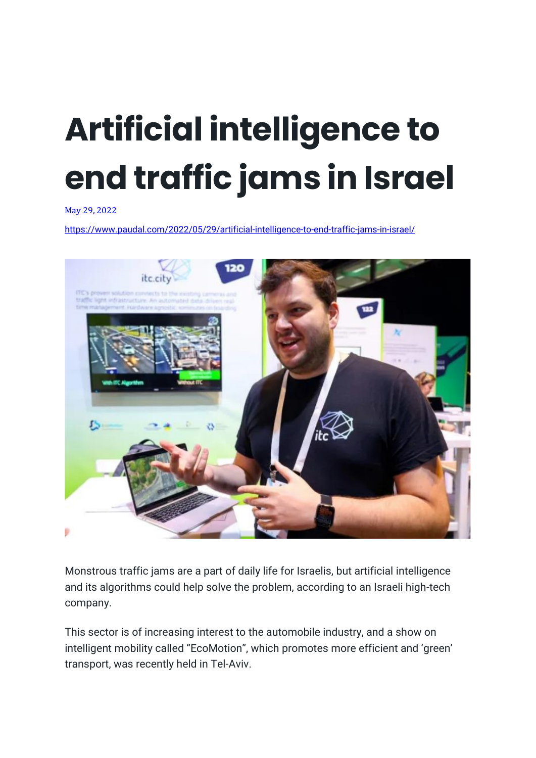# Artificial intelligence to end traffic jams in Israel

May 29, 2022

https://www.paudal.com/2022/05/29/artificial-intelligence-to-end-traffic-jams-in-israel/

Monstrous traffic jams are a part of daily life for Israelis, but artificial intelligence and its algorithms could help solve the problem, according to an Israeli high-tech company.

This sector is of increasing interest to the automobile industry, and a show on intelligent mobility called "EcoMotion", which promotes more efficient and 'green' transport, was recently held in Tel-Aviv.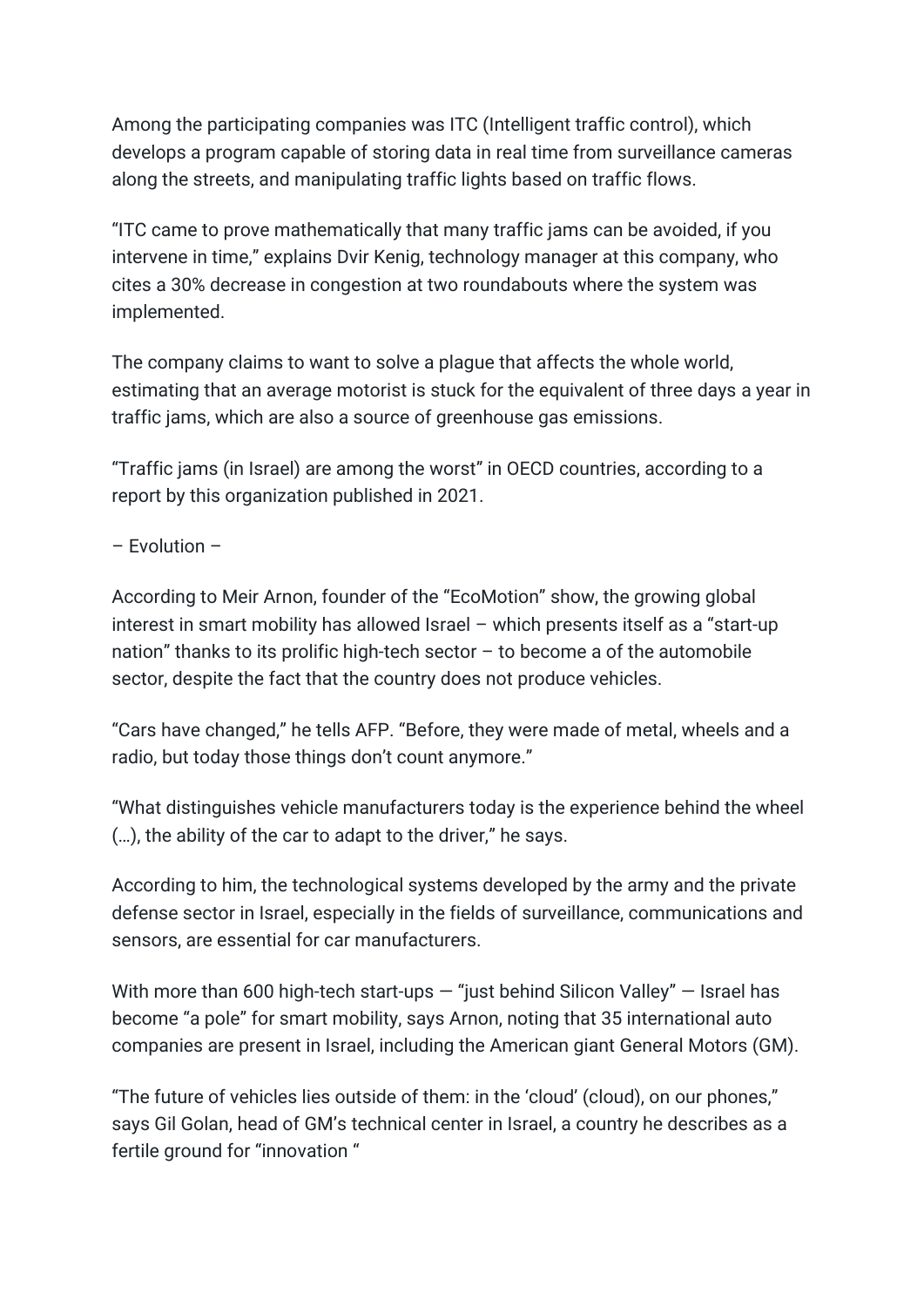Among the participating companies was ITC (Intelligent traffic control), which develops a program capable of storing data in real time from surveillance cameras along the streets, and manipulating traffic lights based on traffic flows.

“ITC came to prove mathematically that many traffic jams can be avoided, if you intervene in time,” explains Dvir Kenig, technology manager at this company, who cites a 30% decrease in congestion at two roundabouts where the system was implemented.

The company claims to want to solve a plague that affects the whole world, estimating that an average motorist is stuck for the equivalent of three days a year in traffic jams, which are also a source of greenhouse gas emissions.

“Traffic jams (in Israel) are among the worst” in OECD countries, according to a report by this organization published in 2021.

– Evolution –

According to Meir Arnon, founder of the “EcoMotion” show, the growing global interest in smart mobility has allowed Israel – which presents itself as a “start-up nation” thanks to its prolific high-tech sector – to become a of the automobile sector, despite the fact that the country does not produce vehicles.

“Cars have changed,” he tells AFP. “Before, they were made of metal, wheels and a radio, but today those things don’t count anymore.”

“What distinguishes vehicle manufacturers today is the experience behind the wheel (…), the ability of the car to adapt to the driver,” he says.

According to him, the technological systems developed by the army and the private defense sector in Israel, especially in the fields of surveillance, communications and sensors, are essential for car manufacturers.

With more than 600 high-tech start-ups — “just behind Silicon Valley” — Israel has become “a pole” for smart mobility, says Arnon, noting that 35 international auto companies are present in Israel, including the American giant General Motors (GM).

“The future of vehicles lies outside of them: in the ‘cloud’ (cloud), on our phones,” says Gil Golan, head of GM’s technical center in Israel, a country he describes as a fertile ground for “innovation “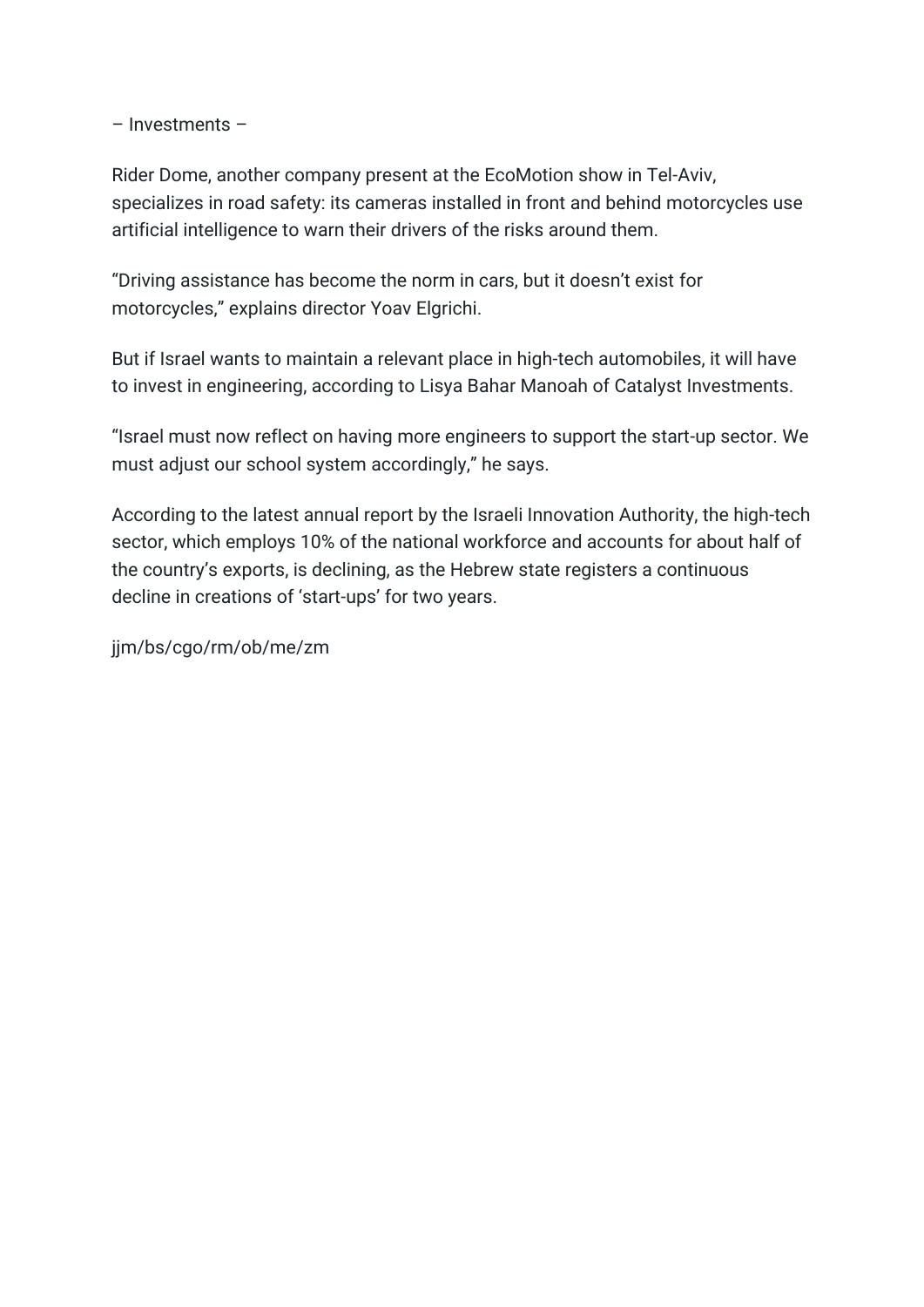– Investments –

Rider Dome, another company present at the EcoMotion show in Tel-Aviv, specializes in road safety: its cameras installed in front and behind motorcycles use artificial intelligence to warn their drivers of the risks around them.

“Driving assistance has become the norm in cars, but it doesn’t exist for motorcycles,” explains director Yoav Elgrichi.

But if Israel wants to maintain a relevant place in high-tech automobiles, it will have to invest in engineering, according to Lisya Bahar Manoah of Catalyst Investments.

“Israel must now reflect on having more engineers to support the start-up sector. We must adjust our school system accordingly,” he says.

According to the latest annual report by the Israeli Innovation Authority, the high-tech sector, which employs 10% of the national workforce and accounts for about half of the country’s exports, is declining, as the Hebrew state registers a continuous decline in creations of ‘start-ups’ for two years.

jjm/bs/cgo/rm/ob/me/zm